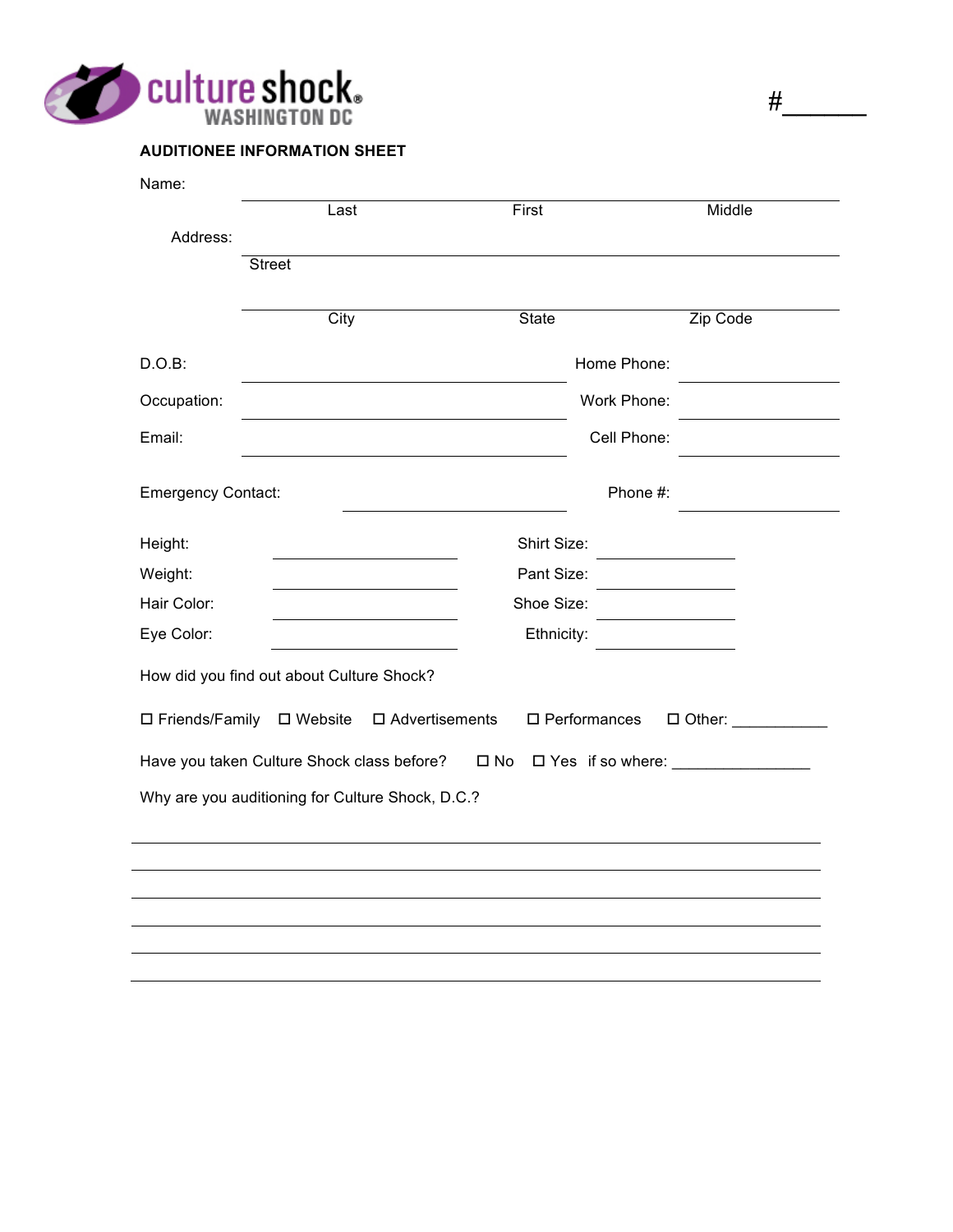culture shock®
WASHINGTON DC

#______

**AUDITIONEE INFORMATION SHEET**

Name: ______________________________________________
Last First Middle

Address: ______________________________________________
Street

______________________________________________
City State Zip Code

D.O.B: ______________________ Home Phone: ______________

Occupation: ______________________ Work Phone: ______________

Email: ______________________ Cell Phone: ______________

Emergency Contact: ______________________ Phone #: ______________

Height: ______________ Shirt Size: ______________

Weight: ______________ Pant Size: ______________

Hair Color: ______________ Shoe Size: ______________

Eye Color: ______________ Ethnicity: ______________

How did you find out about Culture Shock?

☐ Friends/Family ☐ Website ☐ Advertisements ☐ Performances ☐ Other: ___________

Have you taken Culture Shock class before? ☐ No ☐ Yes if so where: ________________

Why are you auditioning for Culture Shock, D.C.?

______________________________________________

______________________________________________

______________________________________________

______________________________________________

______________________________________________

______________________________________________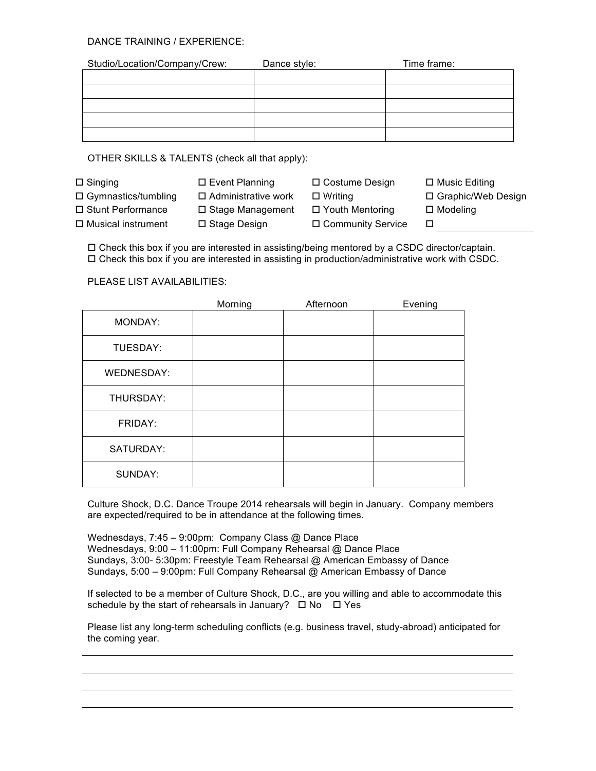DANCE TRAINING / EXPERIENCE:

| Studio/Location/Company/Crew: | Dance style: | Time frame: |
| --- | --- | --- |
| | | |
| | | |
| | | |
| | | |
| | | |

OTHER SKILLS & TALENTS (check all that apply):

- ☐ Singing
- ☐ Gymnastics/tumbling
- ☐ Stunt Performance
- ☐ Musical instrument
- ☐ Event Planning
- ☐ Administrative work
- ☐ Stage Management
- ☐ Stage Design
- ☐ Costume Design
- ☐ Writing
- ☐ Youth Mentoring
- ☐ Community Service
- ☐ Music Editing
- ☐ Graphic/Web Design
- ☐ Modeling
- ☐ ____________________

☐ Check this box if you are interested in assisting/being mentored by a CSDC director/captain.
☐ Check this box if you are interested in assisting in production/administrative work with CSDC.

PLEASE LIST AVAILABILITIES:

| | Morning | Afternoon | Evening |
| --- | --- | --- | --- |
| MONDAY: | | | |
| TUESDAY: | | | |
| WEDNESDAY: | | | |
| THURSDAY: | | | |
| FRIDAY: | | | |
| SATURDAY: | | | |
| SUNDAY: | | | |

Culture Shock, D.C. Dance Troupe 2014 rehearsals will begin in January. Company members are expected/required to be in attendance at the following times.

Wednesdays, 7:45 – 9:00pm: Company Class @ Dance Place
Wednesdays, 9:00 – 11:00pm: Full Company Rehearsal @ Dance Place
Sundays, 3:00- 5:30pm: Freestyle Team Rehearsal @ American Embassy of Dance
Sundays, 5:00 – 9:00pm: Full Company Rehearsal @ American Embassy of Dance

If selected to be a member of Culture Shock, D.C., are you willing and able to accommodate this schedule by the start of rehearsals in January? ☐ No ☐ Yes

Please list any long-term scheduling conflicts (e.g. business travel, study-abroad) anticipated for the coming year.

______________________________________________________________________

______________________________________________________________________

______________________________________________________________________

______________________________________________________________________